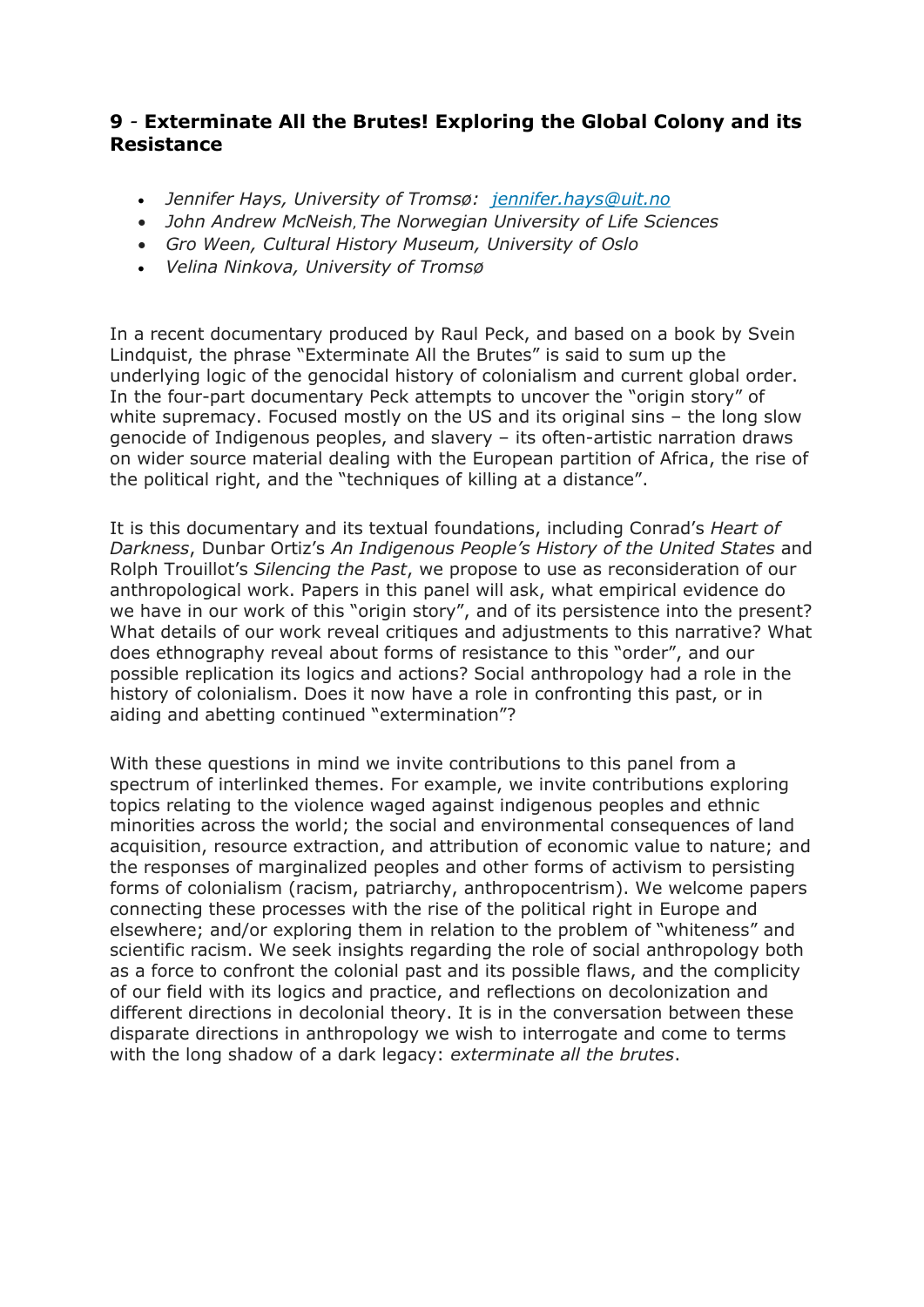## 9 - Exterminate All the Brutes! Exploring the Global Colony and its Resistance

- *Jennifer Hays, University of Tromsø: [jennifer.hays@uit.no](mailto:jennifer.hays@uit.no)*
- *John Andrew McNeish, The Norwegian University of Life Sciences*
- *Gro Ween, Cultural History Museum, University of Oslo*
- *Velina Ninkova, University of Tromsø*

In a recent documentary produced by Raul Peck, and based on a book by Svein Lindquist, the phrase "Exterminate All the Brutes" is said to sum up the underlying logic of the genocidal history of colonialism and current global order. In the four-part documentary Peck attempts to uncover the "origin story" of white supremacy. Focused mostly on the US and its original sins – the long slow genocide of Indigenous peoples, and slavery – its often-artistic narration draws on wider source material dealing with the European partition of Africa, the rise of the political right, and the "techniques of killing at a distance".

It is this documentary and its textual foundations, including Conrad's *Heart of Darkness*, Dunbar Ortiz's *An Indigenous People's History of the United States* and Rolph Trouillot's *Silencing the Past*, we propose to use as reconsideration of our anthropological work. Papers in this panel will ask, what empirical evidence do we have in our work of this "origin story", and of its persistence into the present? What details of our work reveal critiques and adjustments to this narrative? What does ethnography reveal about forms of resistance to this "order", and our possible replication its logics and actions? Social anthropology had a role in the history of colonialism. Does it now have a role in confronting this past, or in aiding and abetting continued "extermination"?

With these questions in mind we invite contributions to this panel from a spectrum of interlinked themes. For example, we invite contributions exploring topics relating to the violence waged against indigenous peoples and ethnic minorities across the world; the social and environmental consequences of land acquisition, resource extraction, and attribution of economic value to nature; and the responses of marginalized peoples and other forms of activism to persisting forms of colonialism (racism, patriarchy, anthropocentrism). We welcome papers connecting these processes with the rise of the political right in Europe and elsewhere; and/or exploring them in relation to the problem of "whiteness" and scientific racism. We seek insights regarding the role of social anthropology both as a force to confront the colonial past and its possible flaws, and the complicity of our field with its logics and practice, and reflections on decolonization and different directions in decolonial theory. It is in the conversation between these disparate directions in anthropology we wish to interrogate and come to terms with the long shadow of a dark legacy: *exterminate all the brutes*.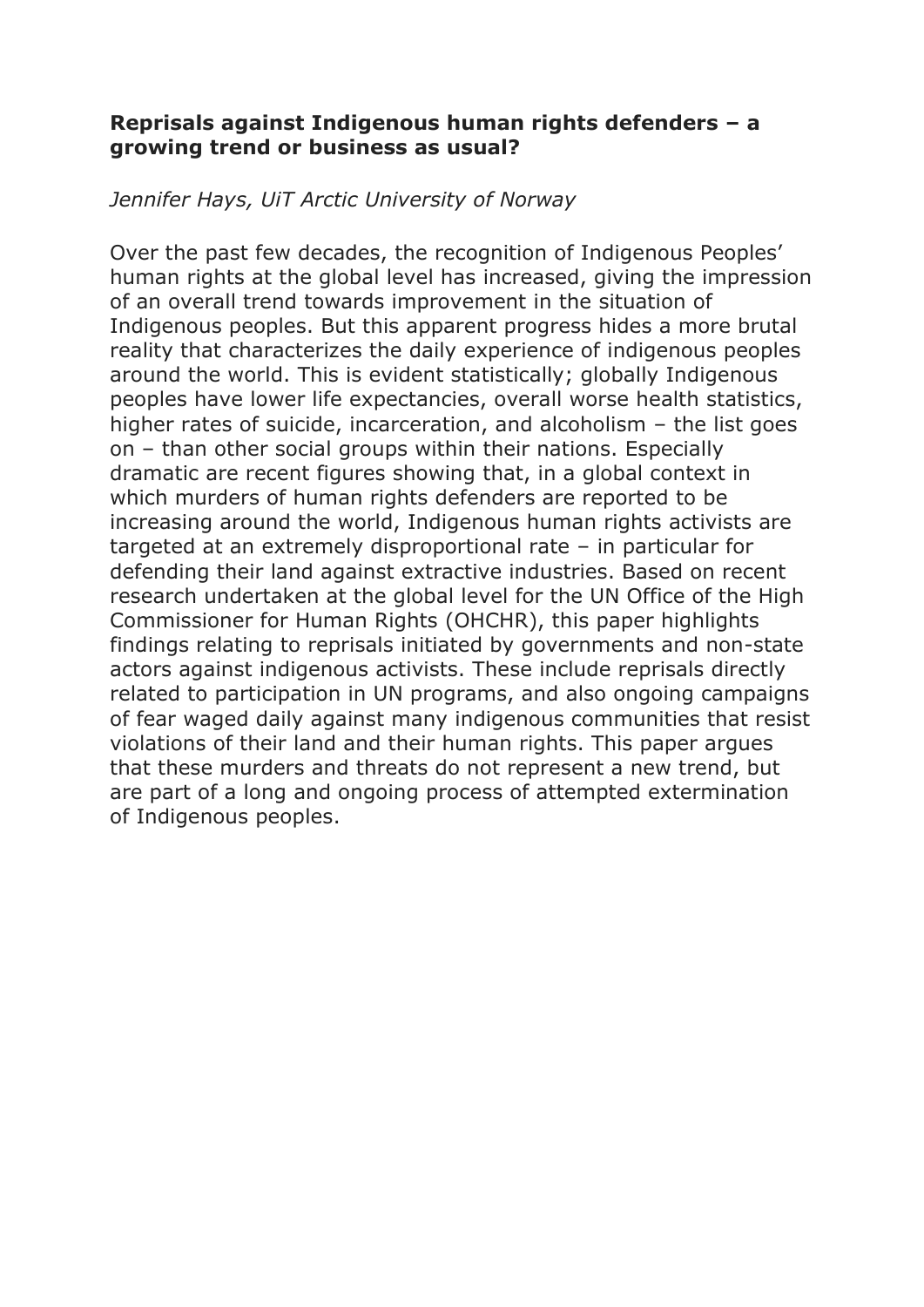**Reprisals against Indigenous human rights defenders – a growing trend or business as usual?**

*Jennifer Hays, UiT Arctic University of Norway*

Over the past few decades, the recognition of Indigenous Peoples' human rights at the global level has increased, giving the impression of an overall trend towards improvement in the situation of Indigenous peoples. But this apparent progress hides a more brutal reality that characterizes the daily experience of indigenous peoples around the world. This is evident statistically; globally Indigenous peoples have lower life expectancies, overall worse health statistics, higher rates of suicide, incarceration, and alcoholism – the list goes on – than other social groups within their nations. Especially dramatic are recent figures showing that, in a global context in which murders of human rights defenders are reported to be increasing around the world, Indigenous human rights activists are targeted at an extremely disproportional rate – in particular for defending their land against extractive industries. Based on recent research undertaken at the global level for the UN Office of the High Commissioner for Human Rights (OHCHR), this paper highlights findings relating to reprisals initiated by governments and non-state actors against indigenous activists. These include reprisals directly related to participation in UN programs, and also ongoing campaigns of fear waged daily against many indigenous communities that resist violations of their land and their human rights. This paper argues that these murders and threats do not represent a new trend, but are part of a long and ongoing process of attempted extermination of Indigenous peoples.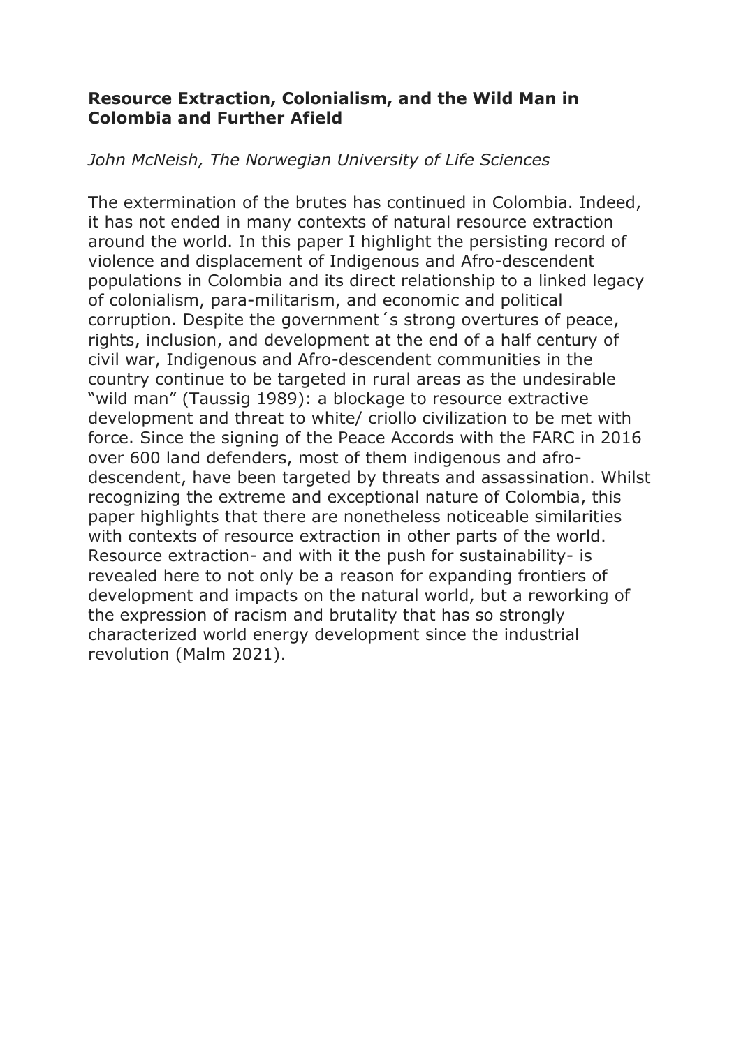**Resource Extraction, Colonialism, and the Wild Man in Colombia and Further Afield**

*John McNeish, The Norwegian University of Life Sciences*

The extermination of the brutes has continued in Colombia. Indeed, it has not ended in many contexts of natural resource extraction around the world. In this paper I highlight the persisting record of violence and displacement of Indigenous and Afro-descendent populations in Colombia and its direct relationship to a linked legacy of colonialism, para-militarism, and economic and political corruption. Despite the government´s strong overtures of peace, rights, inclusion, and development at the end of a half century of civil war, Indigenous and Afro-descendent communities in the country continue to be targeted in rural areas as the undesirable "wild man" (Taussig 1989): a blockage to resource extractive development and threat to white/ criollo civilization to be met with force. Since the signing of the Peace Accords with the FARC in 2016 over 600 land defenders, most of them indigenous and afro-descendent, have been targeted by threats and assassination. Whilst recognizing the extreme and exceptional nature of Colombia, this paper highlights that there are nonetheless noticeable similarities with contexts of resource extraction in other parts of the world. Resource extraction- and with it the push for sustainability- is revealed here to not only be a reason for expanding frontiers of development and impacts on the natural world, but a reworking of the expression of racism and brutality that has so strongly characterized world energy development since the industrial revolution (Malm 2021).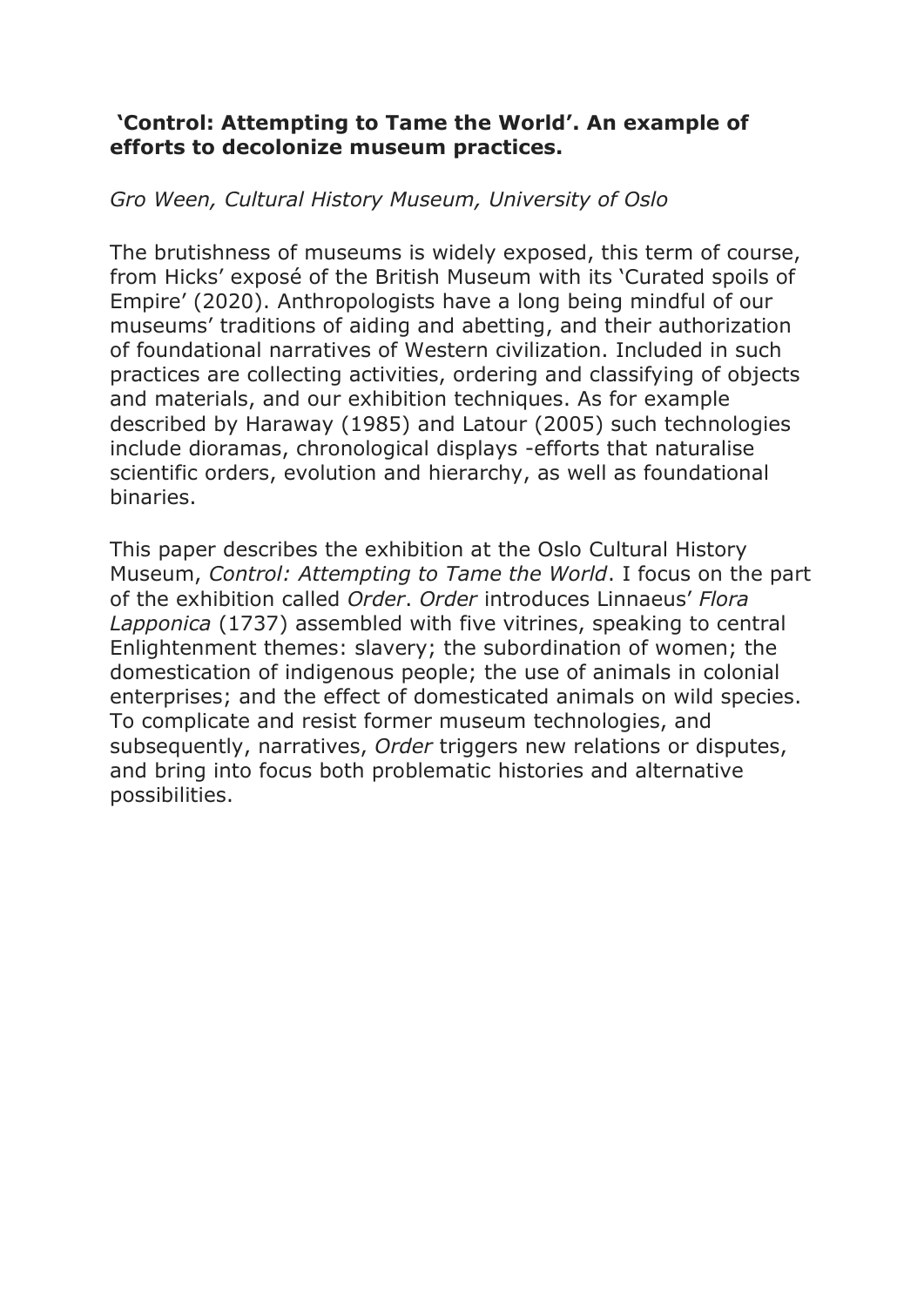**'Control: Attempting to Tame the World'. An example of efforts to decolonize museum practices.**

*Gro Ween, Cultural History Museum, University of Oslo*

The brutishness of museums is widely exposed, this term of course, from Hicks' exposé of the British Museum with its 'Curated spoils of Empire' (2020). Anthropologists have a long being mindful of our museums' traditions of aiding and abetting, and their authorization of foundational narratives of Western civilization. Included in such practices are collecting activities, ordering and classifying of objects and materials, and our exhibition techniques. As for example described by Haraway (1985) and Latour (2005) such technologies include dioramas, chronological displays -efforts that naturalise scientific orders, evolution and hierarchy, as well as foundational binaries.

This paper describes the exhibition at the Oslo Cultural History Museum, *Control: Attempting to Tame the World*. I focus on the part of the exhibition called *Order*. *Order* introduces Linnaeus' *Flora Lapponica* (1737) assembled with five vitrines, speaking to central Enlightenment themes: slavery; the subordination of women; the domestication of indigenous people; the use of animals in colonial enterprises; and the effect of domesticated animals on wild species. To complicate and resist former museum technologies, and subsequently, narratives, *Order* triggers new relations or disputes, and bring into focus both problematic histories and alternative possibilities.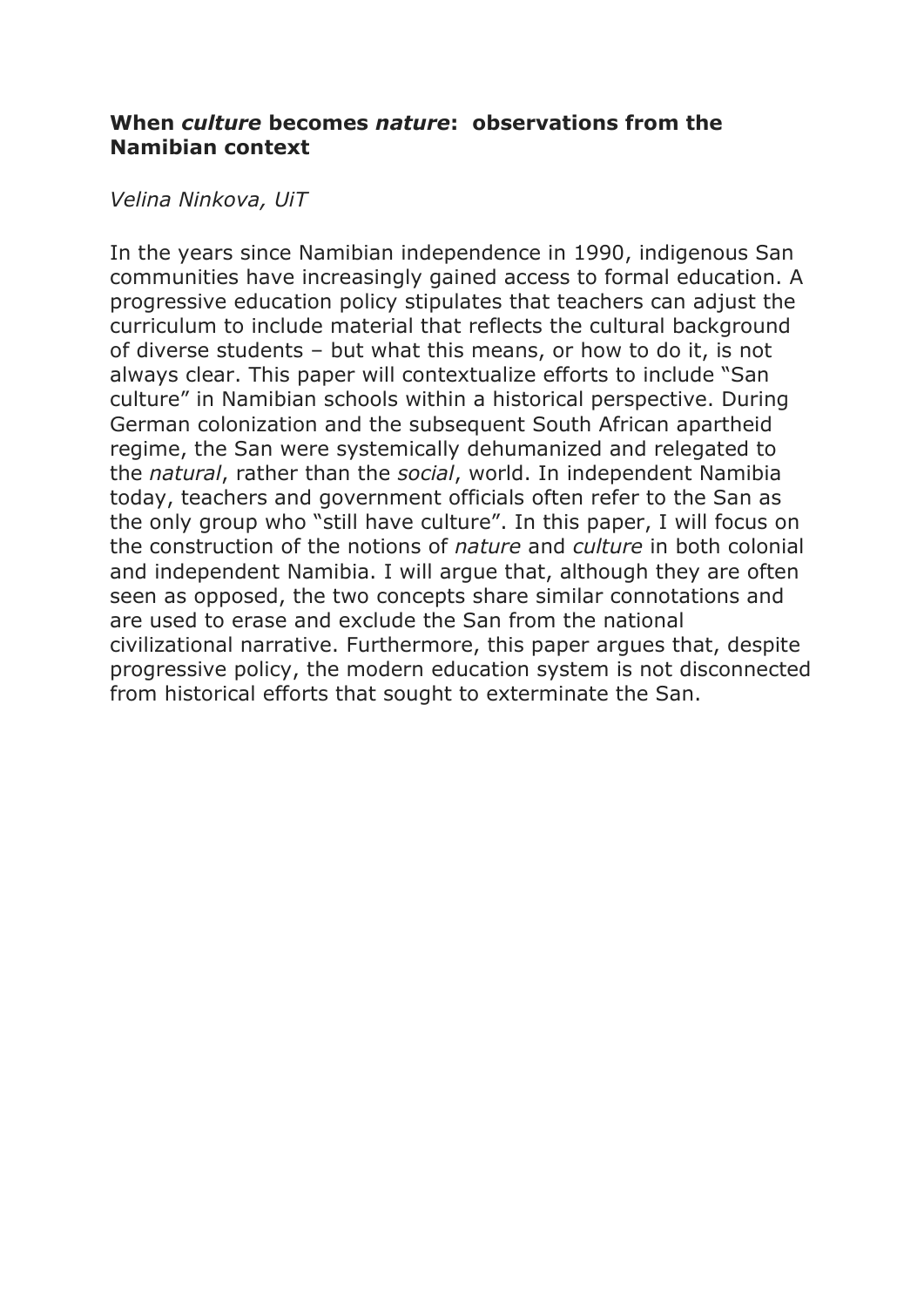**When *culture* becomes *nature*: observations from the Namibian context**

*Velina Ninkova, UiT*

In the years since Namibian independence in 1990, indigenous San communities have increasingly gained access to formal education. A progressive education policy stipulates that teachers can adjust the curriculum to include material that reflects the cultural background of diverse students – but what this means, or how to do it, is not always clear. This paper will contextualize efforts to include "San culture" in Namibian schools within a historical perspective. During German colonization and the subsequent South African apartheid regime, the San were systemically dehumanized and relegated to the *natural*, rather than the *social*, world. In independent Namibia today, teachers and government officials often refer to the San as the only group who "still have culture". In this paper, I will focus on the construction of the notions of *nature* and *culture* in both colonial and independent Namibia. I will argue that, although they are often seen as opposed, the two concepts share similar connotations and are used to erase and exclude the San from the national civilizational narrative. Furthermore, this paper argues that, despite progressive policy, the modern education system is not disconnected from historical efforts that sought to exterminate the San.